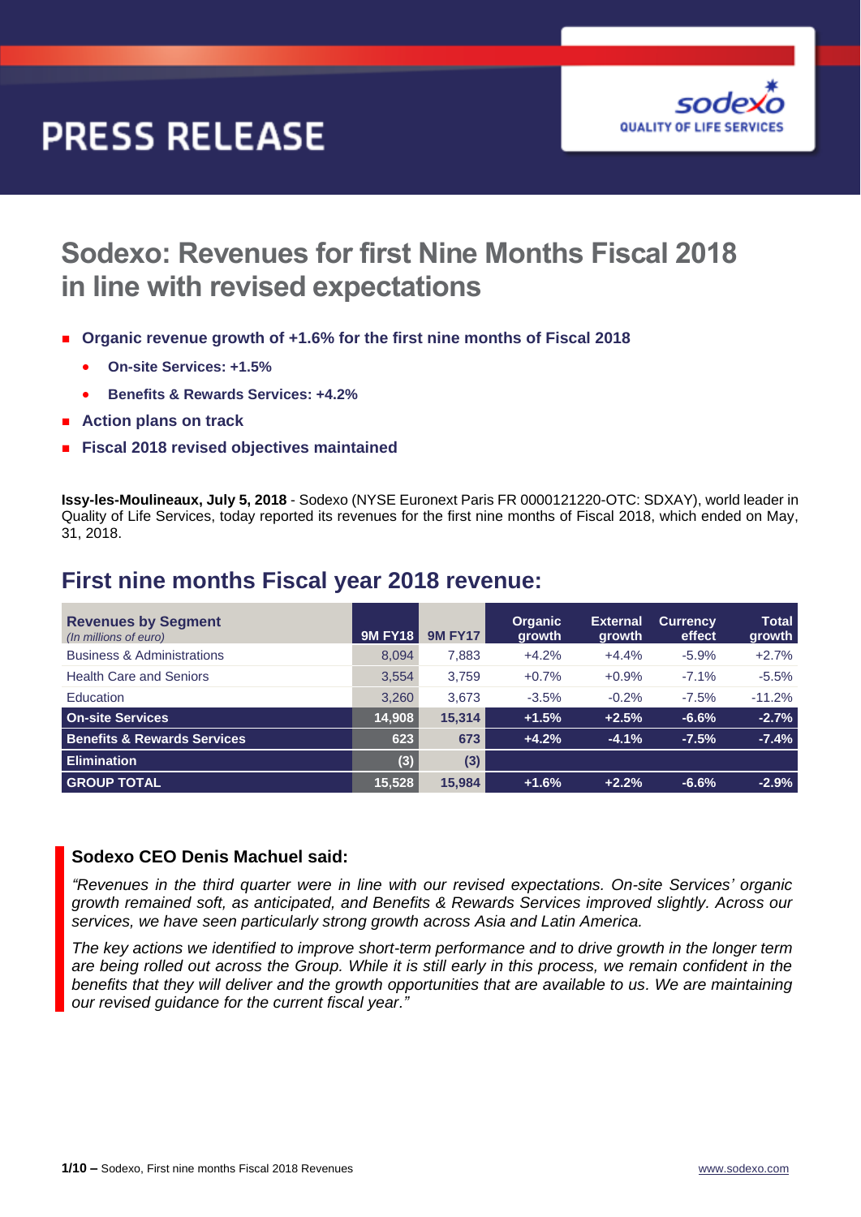# PRESS RELEASE

## Sodexo: Revenues for first Nine Months Fiscal 2018 in line with revised expectations

- **Organic revenue growth of +1.6% for the first nine months of Fiscal 2018**
  - **On-site Services: +1.5%**
  - **Benefits & Rewards Services: +4.2%**
- **Action plans on track**
- **Fiscal 2018 revised objectives maintained**

**Issy-les-Moulineaux, July 5, 2018** - Sodexo (NYSE Euronext Paris FR 0000121220-OTC: SDXAY), world leader in Quality of Life Services, today reported its revenues for the first nine months of Fiscal 2018, which ended on May, 31, 2018.

## First nine months Fiscal year 2018 revenue:

| **Revenues by Segment** *(In millions of euro)* | 9M FY18 | 9M FY17 | Organic growth | External growth | Currency effect | Total growth |
|---|---|---|---|---|---|---|
| Business & Administrations | 8,094 | 7,883 | +4.2% | +4.4% | -5.9% | +2.7% |
| Health Care and Seniors | 3,554 | 3,759 | +0.7% | +0.9% | -7.1% | -5.5% |
| Education | 3,260 | 3,673 | -3.5% | -0.2% | -7.5% | -11.2% |
| **On-site Services** | **14,908** | **15,314** | **+1.5%** | **+2.5%** | **-6.6%** | **-2.7%** |
| **Benefits & Rewards Services** | **623** | **673** | **+4.2%** | **-4.1%** | **-7.5%** | **-7.4%** |
| **Elimination** | **(3)** | **(3)** | | | | |
| **GROUP TOTAL** | **15,528** | **15,984** | **+1.6%** | **+2.2%** | **-6.6%** | **-2.9%** |

**Sodexo CEO Denis Machuel said:**

*"Revenues in the third quarter were in line with our revised expectations. On-site Services' organic growth remained soft, as anticipated, and Benefits & Rewards Services improved slightly. Across our services, we have seen particularly strong growth across Asia and Latin America.*

*The key actions we identified to improve short-term performance and to drive growth in the longer term are being rolled out across the Group. While it is still early in this process, we remain confident in the benefits that they will deliver and the growth opportunities that are available to us. We are maintaining our revised guidance for the current fiscal year."*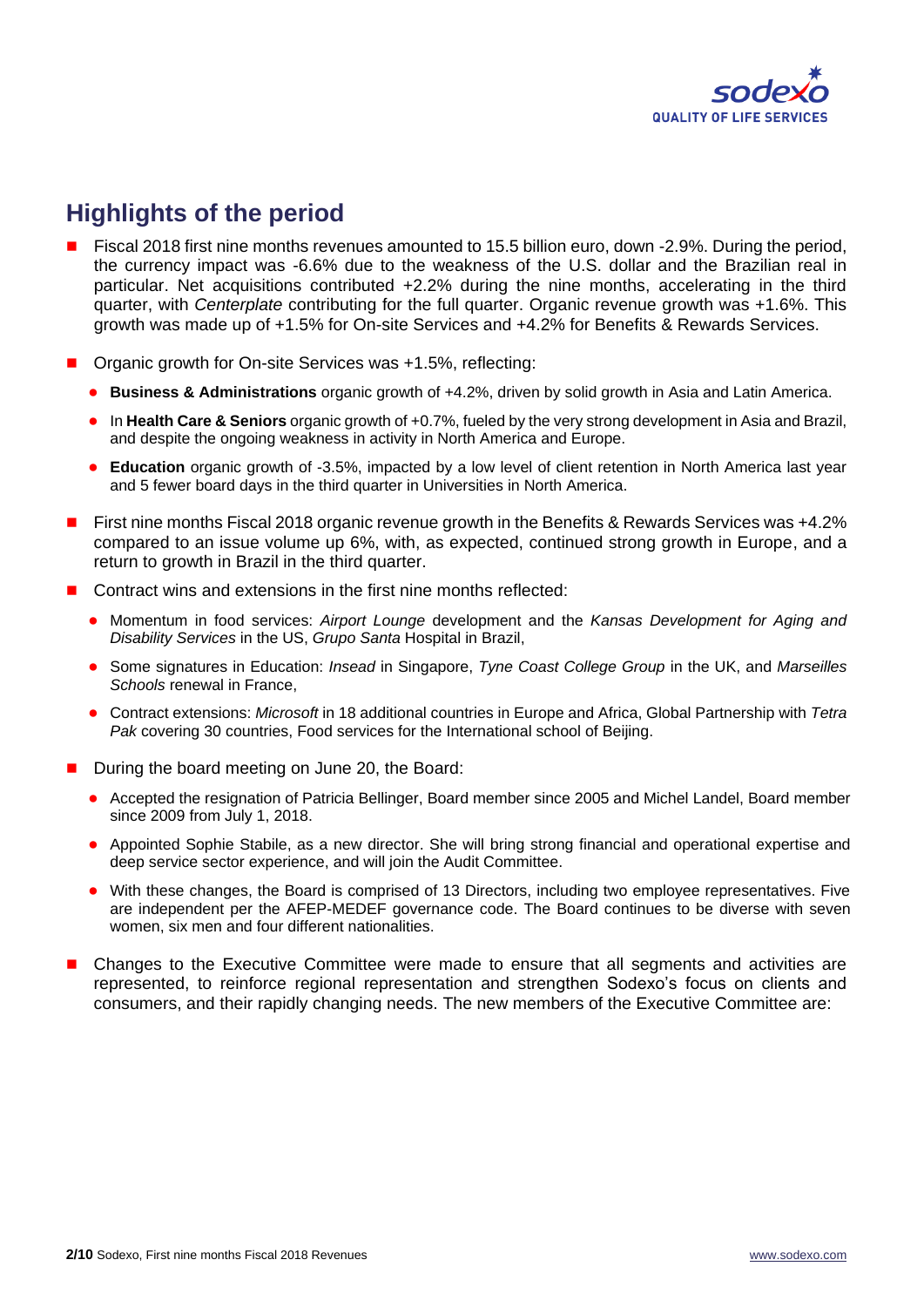## Highlights of the period

- Fiscal 2018 first nine months revenues amounted to 15.5 billion euro, down -2.9%. During the period, the currency impact was -6.6% due to the weakness of the U.S. dollar and the Brazilian real in particular. Net acquisitions contributed +2.2% during the nine months, accelerating in the third quarter, with *Centerplate* contributing for the full quarter. Organic revenue growth was +1.6%. This growth was made up of +1.5% for On-site Services and +4.2% for Benefits & Rewards Services.
- Organic growth for On-site Services was +1.5%, reflecting:
  - **Business & Administrations** organic growth of +4.2%, driven by solid growth in Asia and Latin America.
  - In **Health Care & Seniors** organic growth of +0.7%, fueled by the very strong development in Asia and Brazil, and despite the ongoing weakness in activity in North America and Europe.
  - **Education** organic growth of -3.5%, impacted by a low level of client retention in North America last year and 5 fewer board days in the third quarter in Universities in North America.
- First nine months Fiscal 2018 organic revenue growth in the Benefits & Rewards Services was +4.2% compared to an issue volume up 6%, with, as expected, continued strong growth in Europe, and a return to growth in Brazil in the third quarter.
- Contract wins and extensions in the first nine months reflected:
  - Momentum in food services: *Airport Lounge* development and the *Kansas Development for Aging and Disability Services* in the US, *Grupo Santa* Hospital in Brazil,
  - Some signatures in Education: *Insead* in Singapore, *Tyne Coast College Group* in the UK, and *Marseilles Schools* renewal in France,
  - Contract extensions: *Microsoft* in 18 additional countries in Europe and Africa, Global Partnership with *Tetra Pak* covering 30 countries, Food services for the International school of Beijing.
- During the board meeting on June 20, the Board:
  - Accepted the resignation of Patricia Bellinger, Board member since 2005 and Michel Landel, Board member since 2009 from July 1, 2018.
  - Appointed Sophie Stabile, as a new director. She will bring strong financial and operational expertise and deep service sector experience, and will join the Audit Committee.
  - With these changes, the Board is comprised of 13 Directors, including two employee representatives. Five are independent per the AFEP-MEDEF governance code. The Board continues to be diverse with seven women, six men and four different nationalities.
- Changes to the Executive Committee were made to ensure that all segments and activities are represented, to reinforce regional representation and strengthen Sodexo's focus on clients and consumers, and their rapidly changing needs. The new members of the Executive Committee are: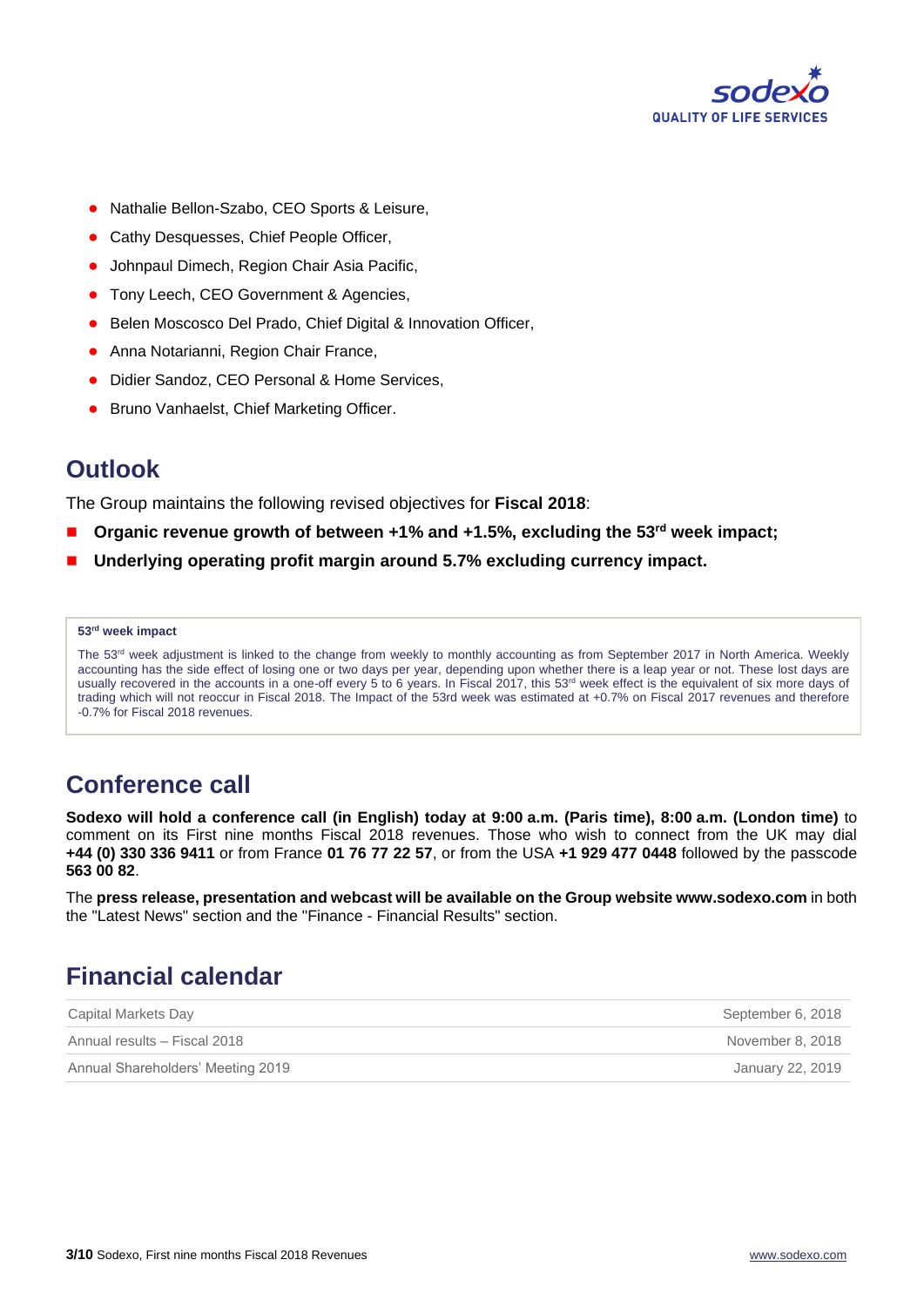- Nathalie Bellon-Szabo, CEO Sports & Leisure,
- Cathy Desquesses, Chief People Officer,
- Johnpaul Dimech, Region Chair Asia Pacific,
- Tony Leech, CEO Government & Agencies,
- Belen Moscosco Del Prado, Chief Digital & Innovation Officer,
- Anna Notarianni, Region Chair France,
- Didier Sandoz, CEO Personal & Home Services,
- Bruno Vanhaelst, Chief Marketing Officer.

## Outlook

The Group maintains the following revised objectives for **Fiscal 2018**:

- **Organic revenue growth of between +1% and +1.5%, excluding the 53rd week impact;**
- **Underlying operating profit margin around 5.7% excluding currency impact.**

> **53rd week impact**
>
> The 53rd week adjustment is linked to the change from weekly to monthly accounting as from September 2017 in North America. Weekly accounting has the side effect of losing one or two days per year, depending upon whether there is a leap year or not. These lost days are usually recovered in the accounts in a one-off every 5 to 6 years. In Fiscal 2017, this 53rd week effect is the equivalent of six more days of trading which will not reoccur in Fiscal 2018. The Impact of the 53rd week was estimated at +0.7% on Fiscal 2017 revenues and therefore -0.7% for Fiscal 2018 revenues.

## Conference call

**Sodexo will hold a conference call (in English) today at 9:00 a.m. (Paris time), 8:00 a.m. (London time)** to comment on its First nine months Fiscal 2018 revenues. Those who wish to connect from the UK may dial **+44 (0) 330 336 9411** or from France **01 76 77 22 57**, or from the USA **+1 929 477 0448** followed by the passcode **563 00 82**.

The **press release, presentation and webcast will be available on the Group website www.sodexo.com** in both the "Latest News" section and the "Finance - Financial Results" section.

## Financial calendar

| | |
|---|---|
| Capital Markets Day | September 6, 2018 |
| Annual results – Fiscal 2018 | November 8, 2018 |
| Annual Shareholders' Meeting 2019 | January 22, 2019 |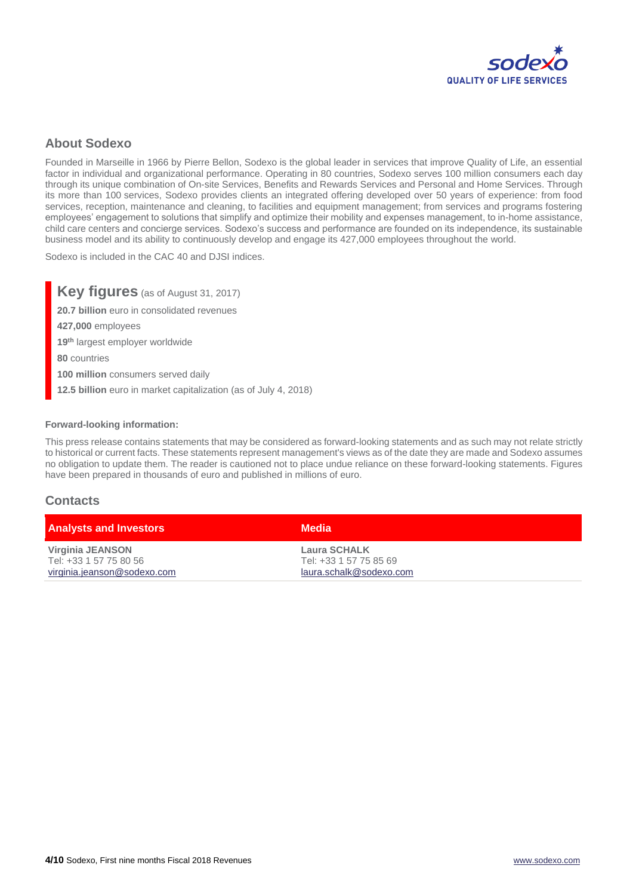## About Sodexo

Founded in Marseille in 1966 by Pierre Bellon, Sodexo is the global leader in services that improve Quality of Life, an essential factor in individual and organizational performance. Operating in 80 countries, Sodexo serves 100 million consumers each day through its unique combination of On-site Services, Benefits and Rewards Services and Personal and Home Services. Through its more than 100 services, Sodexo provides clients an integrated offering developed over 50 years of experience: from food services, reception, maintenance and cleaning, to facilities and equipment management; from services and programs fostering employees' engagement to solutions that simplify and optimize their mobility and expenses management, to in-home assistance, child care centers and concierge services. Sodexo's success and performance are founded on its independence, its sustainable business model and its ability to continuously develop and engage its 427,000 employees throughout the world.

Sodexo is included in the CAC 40 and DJSI indices.

### Key figures (as of August 31, 2017)

**20.7 billion** euro in consolidated revenues

**427,000** employees

**19th** largest employer worldwide

**80** countries

**100 million** consumers served daily

**12.5 billion** euro in market capitalization (as of July 4, 2018)

#### Forward-looking information:

This press release contains statements that may be considered as forward-looking statements and as such may not relate strictly to historical or current facts. These statements represent management's views as of the date they are made and Sodexo assumes no obligation to update them. The reader is cautioned not to place undue reliance on these forward-looking statements. Figures have been prepared in thousands of euro and published in millions of euro.

## Contacts

| Analysts and Investors | Media |
|---|---|
| **Virginia JEANSON**<br>Tel: +33 1 57 75 80 56<br>virginia.jeanson@sodexo.com | **Laura SCHALK**<br>Tel: +33 1 57 75 85 69<br>laura.schalk@sodexo.com |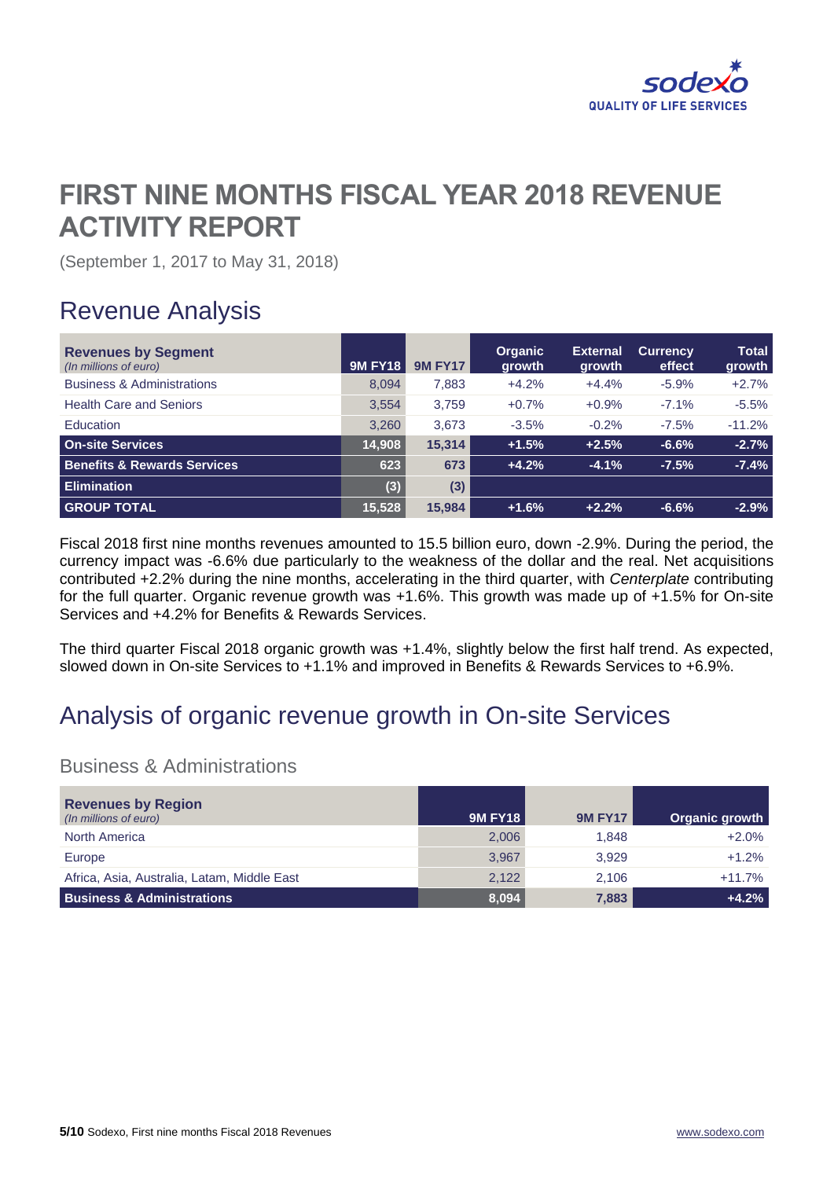# FIRST NINE MONTHS FISCAL YEAR 2018 REVENUE ACTIVITY REPORT

(September 1, 2017 to May 31, 2018)

## Revenue Analysis

| **Revenues by Segment** *(In millions of euro)* | 9M FY18 | 9M FY17 | Organic growth | External growth | Currency effect | Total growth |
|---|---|---|---|---|---|---|
| Business & Administrations | 8,094 | 7,883 | +4.2% | +4.4% | -5.9% | +2.7% |
| Health Care and Seniors | 3,554 | 3,759 | +0.7% | +0.9% | -7.1% | -5.5% |
| Education | 3,260 | 3,673 | -3.5% | -0.2% | -7.5% | -11.2% |
| **On-site Services** | **14,908** | **15,314** | **+1.5%** | **+2.5%** | **-6.6%** | **-2.7%** |
| **Benefits & Rewards Services** | **623** | **673** | **+4.2%** | **-4.1%** | **-7.5%** | **-7.4%** |
| **Elimination** | **(3)** | **(3)** | | | | |
| **GROUP TOTAL** | **15,528** | **15,984** | **+1.6%** | **+2.2%** | **-6.6%** | **-2.9%** |

Fiscal 2018 first nine months revenues amounted to 15.5 billion euro, down -2.9%. During the period, the currency impact was -6.6% due particularly to the weakness of the dollar and the real. Net acquisitions contributed +2.2% during the nine months, accelerating in the third quarter, with *Centerplate* contributing for the full quarter. Organic revenue growth was +1.6%. This growth was made up of +1.5% for On-site Services and +4.2% for Benefits & Rewards Services.

The third quarter Fiscal 2018 organic growth was +1.4%, slightly below the first half trend. As expected, slowed down in On-site Services to +1.1% and improved in Benefits & Rewards Services to +6.9%.

## Analysis of organic revenue growth in On-site Services

### Business & Administrations

| **Revenues by Region** *(In millions of euro)* | 9M FY18 | 9M FY17 | Organic growth |
|---|---|---|---|
| North America | 2,006 | 1,848 | +2.0% |
| Europe | 3,967 | 3,929 | +1.2% |
| Africa, Asia, Australia, Latam, Middle East | 2,122 | 2,106 | +11.7% |
| **Business & Administrations** | **8,094** | **7,883** | **+4.2%** |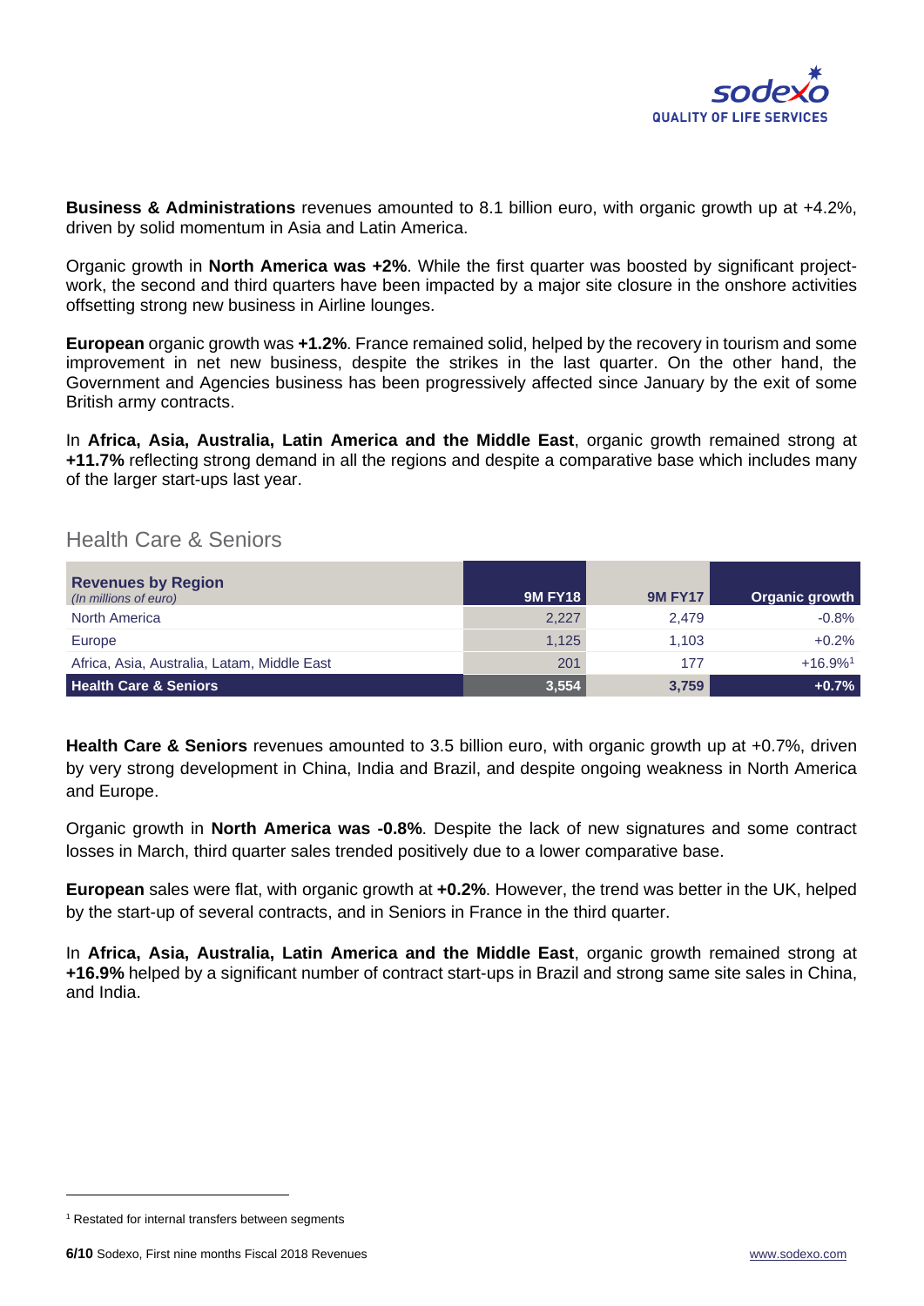**Business & Administrations** revenues amounted to 8.1 billion euro, with organic growth up at +4.2%, driven by solid momentum in Asia and Latin America.

Organic growth in **North America was +2%**. While the first quarter was boosted by significant project-work, the second and third quarters have been impacted by a major site closure in the onshore activities offsetting strong new business in Airline lounges.

**European** organic growth was **+1.2%**. France remained solid, helped by the recovery in tourism and some improvement in net new business, despite the strikes in the last quarter. On the other hand, the Government and Agencies business has been progressively affected since January by the exit of some British army contracts.

In **Africa, Asia, Australia, Latin America and the Middle East**, organic growth remained strong at **+11.7%** reflecting strong demand in all the regions and despite a comparative base which includes many of the larger start-ups last year.

## Health Care & Seniors

| **Revenues by Region** *(In millions of euro)* | **9M FY18** | **9M FY17** | **Organic growth** |
|---|---|---|---|
| North America | 2,227 | 2,479 | -0.8% |
| Europe | 1,125 | 1,103 | +0.2% |
| Africa, Asia, Australia, Latam, Middle East | 201 | 177 | +16.9%[1] |
| **Health Care & Seniors** | **3,554** | **3,759** | **+0.7%** |

**Health Care & Seniors** revenues amounted to 3.5 billion euro, with organic growth up at +0.7%, driven by very strong development in China, India and Brazil, and despite ongoing weakness in North America and Europe.

Organic growth in **North America was -0.8%**. Despite the lack of new signatures and some contract losses in March, third quarter sales trended positively due to a lower comparative base.

**European** sales were flat, with organic growth at **+0.2%**. However, the trend was better in the UK, helped by the start-up of several contracts, and in Seniors in France in the third quarter.

In **Africa, Asia, Australia, Latin America and the Middle East**, organic growth remained strong at **+16.9%** helped by a significant number of contract start-ups in Brazil and strong same site sales in China, and India.

[1] Restated for internal transfers between segments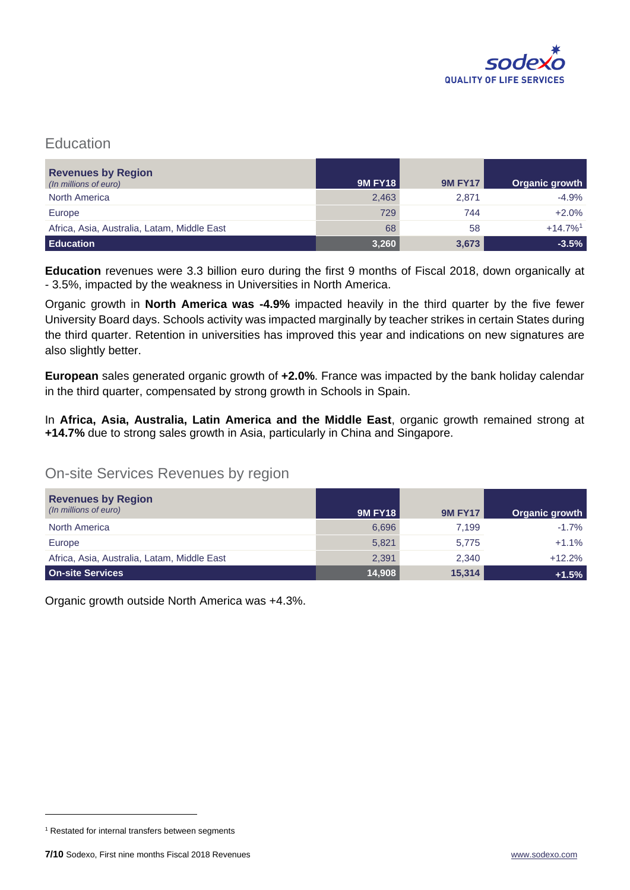## Education

| **Revenues by Region** *(In millions of euro)* | 9M FY18 | 9M FY17 | Organic growth |
|---|---|---|---|
| North America | 2,463 | 2,871 | -4.9% |
| Europe | 729 | 744 | +2.0% |
| Africa, Asia, Australia, Latam, Middle East | 68 | 58 | +14.7%[1] |
| **Education** | **3,260** | **3,673** | **-3.5%** |

**Education** revenues were 3.3 billion euro during the first 9 months of Fiscal 2018, down organically at - 3.5%, impacted by the weakness in Universities in North America.

Organic growth in **North America was -4.9%** impacted heavily in the third quarter by the five fewer University Board days. Schools activity was impacted marginally by teacher strikes in certain States during the third quarter. Retention in universities has improved this year and indications on new signatures are also slightly better.

**European** sales generated organic growth of **+2.0%**. France was impacted by the bank holiday calendar in the third quarter, compensated by strong growth in Schools in Spain.

In **Africa, Asia, Australia, Latin America and the Middle East**, organic growth remained strong at **+14.7%** due to strong sales growth in Asia, particularly in China and Singapore.

## On-site Services Revenues by region

| **Revenues by Region** *(In millions of euro)* | 9M FY18 | 9M FY17 | Organic growth |
|---|---|---|---|
| North America | 6,696 | 7,199 | -1.7% |
| Europe | 5,821 | 5,775 | +1.1% |
| Africa, Asia, Australia, Latam, Middle East | 2,391 | 2,340 | +12.2% |
| **On-site Services** | **14,908** | **15,314** | **+1.5%** |

Organic growth outside North America was +4.3%.

[1] Restated for internal transfers between segments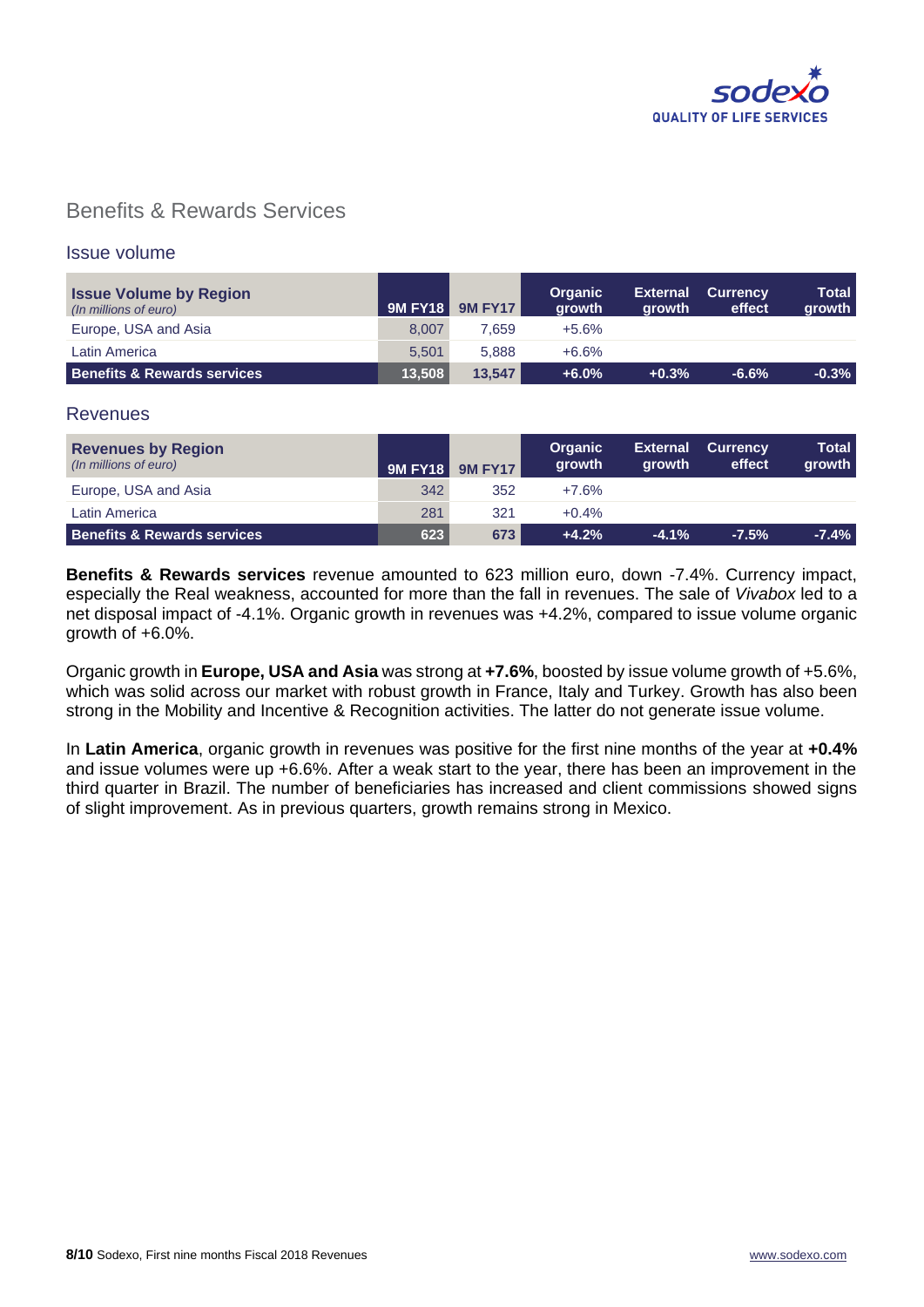## Benefits & Rewards Services

### Issue volume

| **Issue Volume by Region** *(In millions of euro)* | 9M FY18 | 9M FY17 | Organic growth | External growth | Currency effect | Total growth |
|---|---|---|---|---|---|---|
| Europe, USA and Asia | 8,007 | 7,659 | +5.6% | | | |
| Latin America | 5,501 | 5,888 | +6.6% | | | |
| **Benefits & Rewards services** | **13,508** | **13,547** | **+6.0%** | **+0.3%** | **-6.6%** | **-0.3%** |

### Revenues

| **Revenues by Region** *(In millions of euro)* | 9M FY18 | 9M FY17 | Organic growth | External growth | Currency effect | Total growth |
|---|---|---|---|---|---|---|
| Europe, USA and Asia | 342 | 352 | +7.6% | | | |
| Latin America | 281 | 321 | +0.4% | | | |
| **Benefits & Rewards services** | **623** | **673** | **+4.2%** | **-4.1%** | **-7.5%** | **-7.4%** |

**Benefits & Rewards services** revenue amounted to 623 million euro, down -7.4%. Currency impact, especially the Real weakness, accounted for more than the fall in revenues. The sale of *Vivabox* led to a net disposal impact of -4.1%. Organic growth in revenues was +4.2%, compared to issue volume organic growth of +6.0%.

Organic growth in **Europe, USA and Asia** was strong at **+7.6%**, boosted by issue volume growth of +5.6%, which was solid across our market with robust growth in France, Italy and Turkey. Growth has also been strong in the Mobility and Incentive & Recognition activities. The latter do not generate issue volume.

In **Latin America**, organic growth in revenues was positive for the first nine months of the year at **+0.4%** and issue volumes were up +6.6%. After a weak start to the year, there has been an improvement in the third quarter in Brazil. The number of beneficiaries has increased and client commissions showed signs of slight improvement. As in previous quarters, growth remains strong in Mexico.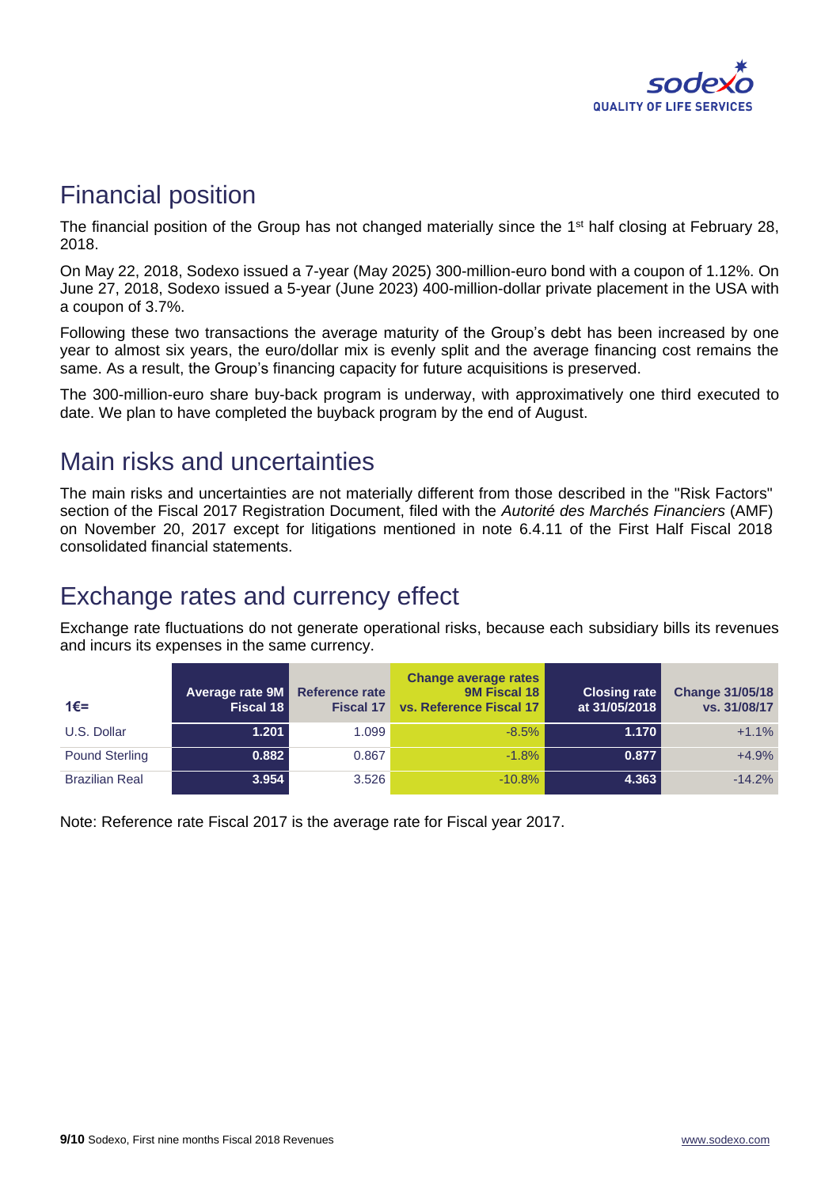## Financial position

The financial position of the Group has not changed materially since the 1st half closing at February 28, 2018.

On May 22, 2018, Sodexo issued a 7-year (May 2025) 300-million-euro bond with a coupon of 1.12%. On June 27, 2018, Sodexo issued a 5-year (June 2023) 400-million-dollar private placement in the USA with a coupon of 3.7%.

Following these two transactions the average maturity of the Group's debt has been increased by one year to almost six years, the euro/dollar mix is evenly split and the average financing cost remains the same. As a result, the Group's financing capacity for future acquisitions is preserved.

The 300-million-euro share buy-back program is underway, with approximatively one third executed to date. We plan to have completed the buyback program by the end of August.

## Main risks and uncertainties

The main risks and uncertainties are not materially different from those described in the "Risk Factors" section of the Fiscal 2017 Registration Document, filed with the *Autorité des Marchés Financiers* (AMF) on November 20, 2017 except for litigations mentioned in note 6.4.11 of the First Half Fiscal 2018 consolidated financial statements.

## Exchange rates and currency effect

Exchange rate fluctuations do not generate operational risks, because each subsidiary bills its revenues and incurs its expenses in the same currency.

| 1€= | Average rate 9M Fiscal 18 | Reference rate Fiscal 17 | Change average rates 9M Fiscal 18 vs. Reference Fiscal 17 | Closing rate at 31/05/2018 | Change 31/05/18 vs. 31/08/17 |
|---|---|---|---|---|---|
| U.S. Dollar | **1.201** | 1.099 | -8.5% | **1.170** | +1.1% |
| Pound Sterling | **0.882** | 0.867 | -1.8% | **0.877** | +4.9% |
| Brazilian Real | **3.954** | 3.526 | -10.8% | **4.363** | -14.2% |

Note: Reference rate Fiscal 2017 is the average rate for Fiscal year 2017.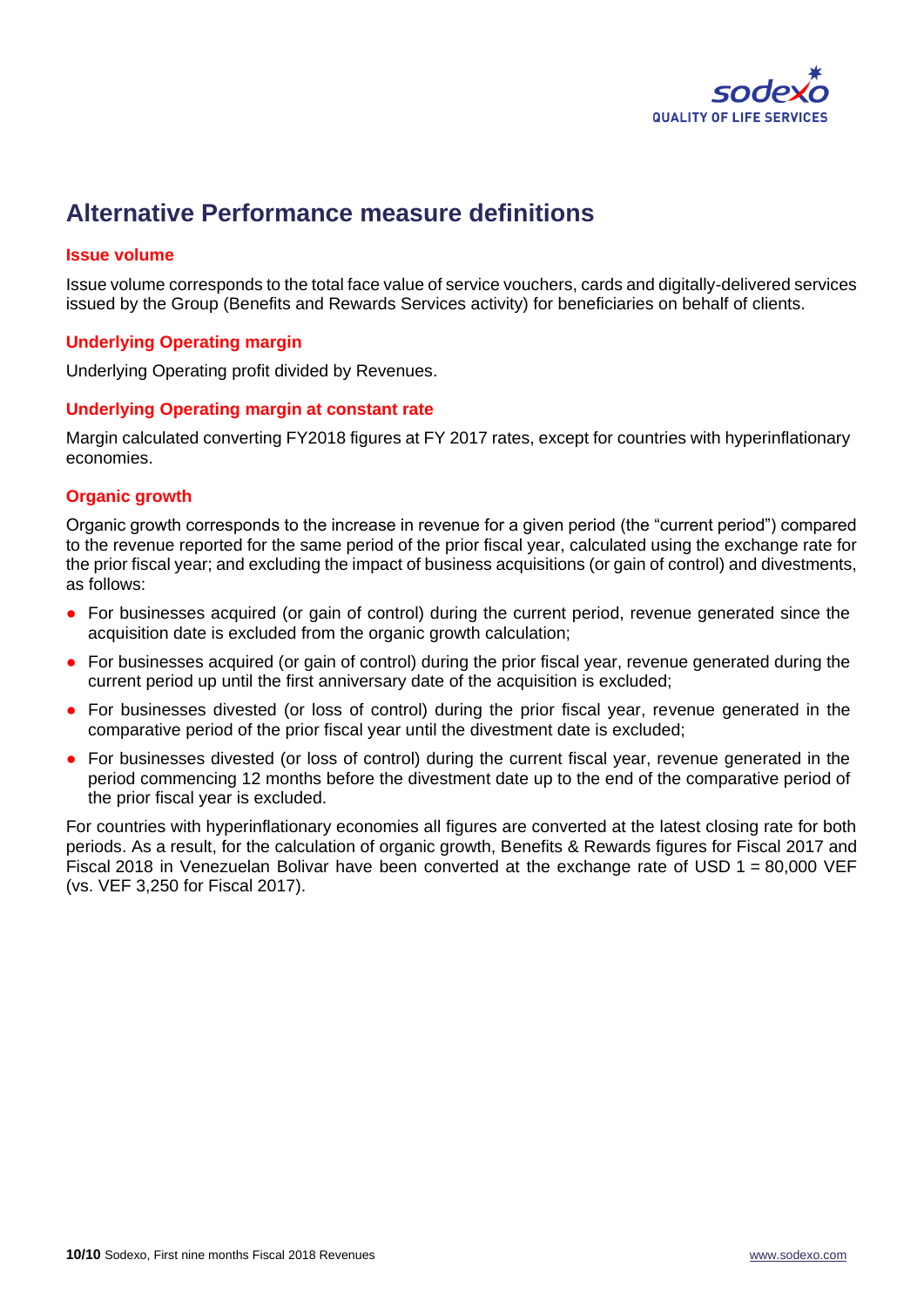# Alternative Performance measure definitions

### Issue volume

Issue volume corresponds to the total face value of service vouchers, cards and digitally-delivered services issued by the Group (Benefits and Rewards Services activity) for beneficiaries on behalf of clients.

### Underlying Operating margin

Underlying Operating profit divided by Revenues.

### Underlying Operating margin at constant rate

Margin calculated converting FY2018 figures at FY 2017 rates, except for countries with hyperinflationary economies.

### Organic growth

Organic growth corresponds to the increase in revenue for a given period (the "current period") compared to the revenue reported for the same period of the prior fiscal year, calculated using the exchange rate for the prior fiscal year; and excluding the impact of business acquisitions (or gain of control) and divestments, as follows:

- For businesses acquired (or gain of control) during the current period, revenue generated since the acquisition date is excluded from the organic growth calculation;
- For businesses acquired (or gain of control) during the prior fiscal year, revenue generated during the current period up until the first anniversary date of the acquisition is excluded;
- For businesses divested (or loss of control) during the prior fiscal year, revenue generated in the comparative period of the prior fiscal year until the divestment date is excluded;
- For businesses divested (or loss of control) during the current fiscal year, revenue generated in the period commencing 12 months before the divestment date up to the end of the comparative period of the prior fiscal year is excluded.

For countries with hyperinflationary economies all figures are converted at the latest closing rate for both periods. As a result, for the calculation of organic growth, Benefits & Rewards figures for Fiscal 2017 and Fiscal 2018 in Venezuelan Bolivar have been converted at the exchange rate of USD 1 = 80,000 VEF (vs. VEF 3,250 for Fiscal 2017).